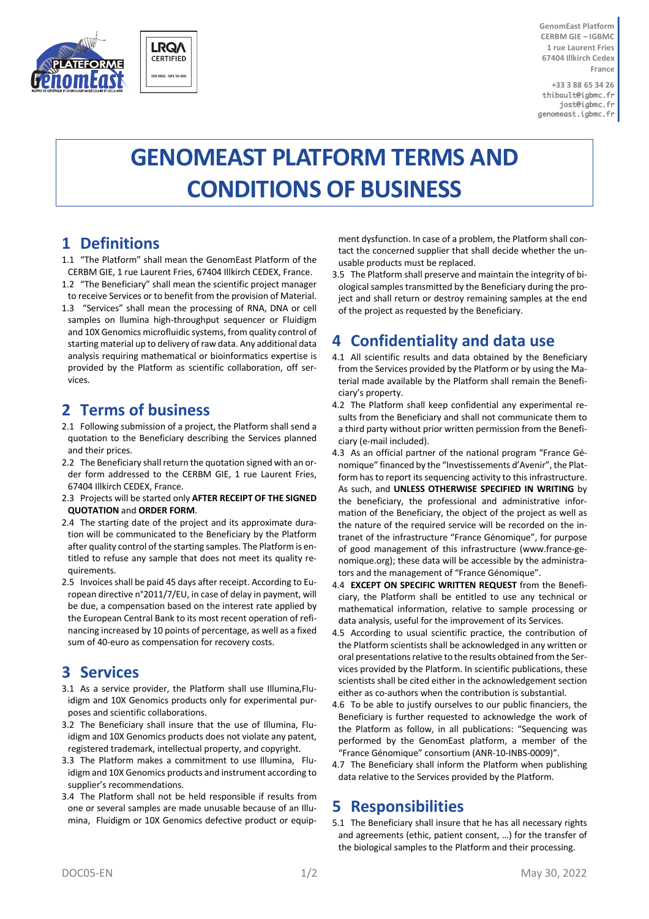GenomEast Platform
CERBM GIE – IGBMC
1 rue Laurent Fries
67404 Illkirch Cedex
France

+33 3 88 65 34 26
thibault@igbmc.fr
jost@igbmc.fr
genomeast.igbmc.fr

# GENOMEAST PLATFORM TERMS AND CONDITIONS OF BUSINESS

## 1 Definitions

1.1 "The Platform" shall mean the GenomEast Platform of the CERBM GIE, 1 rue Laurent Fries, 67404 Illkirch CEDEX, France.

1.2 "The Beneficiary" shall mean the scientific project manager to receive Services or to benefit from the provision of Material.

1.3 "Services" shall mean the processing of RNA, DNA or cell samples on llumina high-throughput sequencer or Fluidigm and 10X Genomics microfluidic systems, from quality control of starting material up to delivery of raw data. Any additional data analysis requiring mathematical or bioinformatics expertise is provided by the Platform as scientific collaboration, off services.

## 2 Terms of business

2.1 Following submission of a project, the Platform shall send a quotation to the Beneficiary describing the Services planned and their prices.

2.2 The Beneficiary shall return the quotation signed with an order form addressed to the CERBM GIE, 1 rue Laurent Fries, 67404 Illkirch CEDEX, France.

2.3 Projects will be started only **AFTER RECEIPT OF THE SIGNED QUOTATION** and **ORDER FORM**.

2.4 The starting date of the project and its approximate duration will be communicated to the Beneficiary by the Platform after quality control of the starting samples. The Platform is entitled to refuse any sample that does not meet its quality requirements.

2.5 Invoices shall be paid 45 days after receipt. According to European directive n°2011/7/EU, in case of delay in payment, will be due, a compensation based on the interest rate applied by the European Central Bank to its most recent operation of refinancing increased by 10 points of percentage, as well as a fixed sum of 40-euro as compensation for recovery costs.

## 3 Services

3.1 As a service provider, the Platform shall use Illumina,Fluidigm and 10X Genomics products only for experimental purposes and scientific collaborations.

3.2 The Beneficiary shall insure that the use of Illumina, Fluidigm and 10X Genomics products does not violate any patent, registered trademark, intellectual property, and copyright.

3.3 The Platform makes a commitment to use Illumina, Fluidigm and 10X Genomics products and instrument according to supplier's recommendations.

3.4 The Platform shall not be held responsible if results from one or several samples are made unusable because of an Illumina, Fluidigm or 10X Genomics defective product or equipment dysfunction. In case of a problem, the Platform shall contact the concerned supplier that shall decide whether the unusable products must be replaced.

3.5 The Platform shall preserve and maintain the integrity of biological samples transmitted by the Beneficiary during the project and shall return or destroy remaining samples at the end of the project as requested by the Beneficiary.

## 4 Confidentiality and data use

4.1 All scientific results and data obtained by the Beneficiary from the Services provided by the Platform or by using the Material made available by the Platform shall remain the Beneficiary's property.

4.2 The Platform shall keep confidential any experimental results from the Beneficiary and shall not communicate them to a third party without prior written permission from the Beneficiary (e-mail included).

4.3 As an official partner of the national program "France Génomique" financed by the "Investissements d'Avenir", the Platform has to report its sequencing activity to this infrastructure. As such, and **UNLESS OTHERWISE SPECIFIED IN WRITING** by the beneficiary, the professional and administrative information of the Beneficiary, the object of the project as well as the nature of the required service will be recorded on the intranet of the infrastructure "France Génomique", for purpose of good management of this infrastructure (www.france-genomique.org); these data will be accessible by the administrators and the management of "France Génomique".

4.4 **EXCEPT ON SPECIFIC WRITTEN REQUEST** from the Beneficiary, the Platform shall be entitled to use any technical or mathematical information, relative to sample processing or data analysis, useful for the improvement of its Services.

4.5 According to usual scientific practice, the contribution of the Platform scientists shall be acknowledged in any written or oral presentations relative to the results obtained from the Services provided by the Platform. In scientific publications, these scientists shall be cited either in the acknowledgement section either as co-authors when the contribution is substantial.

4.6 To be able to justify ourselves to our public financiers, the Beneficiary is further requested to acknowledge the work of the Platform as follow, in all publications: "Sequencing was performed by the GenomEast platform, a member of the "France Génomique" consortium (ANR-10-INBS-0009)".

4.7 The Beneficiary shall inform the Platform when publishing data relative to the Services provided by the Platform.

## 5 Responsibilities

5.1 The Beneficiary shall insure that he has all necessary rights and agreements (ethic, patient consent, …) for the transfer of the biological samples to the Platform and their processing.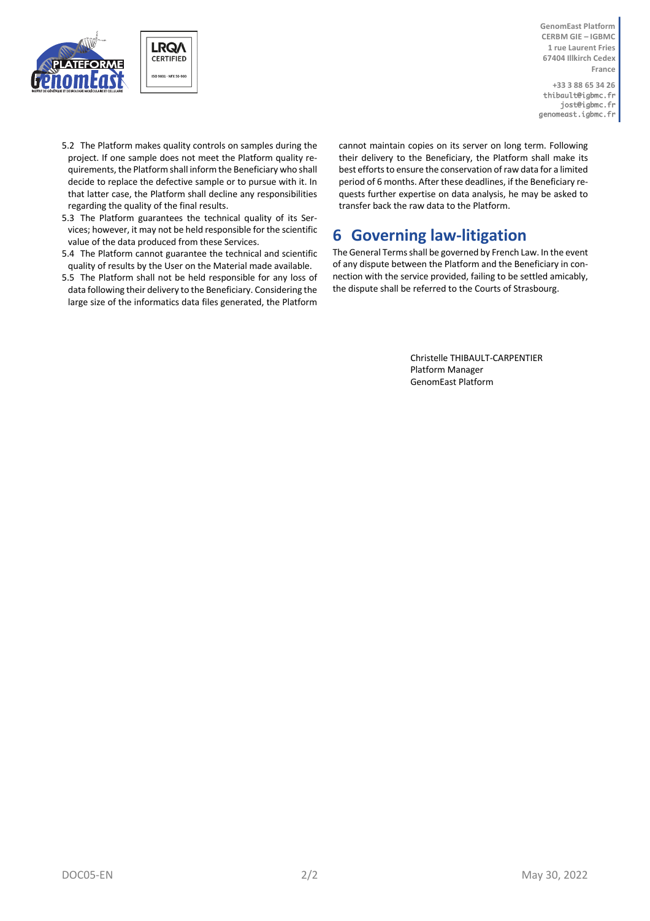5.2 The Platform makes quality controls on samples during the project. If one sample does not meet the Platform quality requirements, the Platform shall inform the Beneficiary who shall decide to replace the defective sample or to pursue with it. In that latter case, the Platform shall decline any responsibilities regarding the quality of the final results.

5.3 The Platform guarantees the technical quality of its Services; however, it may not be held responsible for the scientific value of the data produced from these Services.

5.4 The Platform cannot guarantee the technical and scientific quality of results by the User on the Material made available.

5.5 The Platform shall not be held responsible for any loss of data following their delivery to the Beneficiary. Considering the large size of the informatics data files generated, the Platform cannot maintain copies on its server on long term. Following their delivery to the Beneficiary, the Platform shall make its best efforts to ensure the conservation of raw data for a limited period of 6 months. After these deadlines, if the Beneficiary requests further expertise on data analysis, he may be asked to transfer back the raw data to the Platform.

# 6 Governing law-litigation

The General Terms shall be governed by French Law. In the event of any dispute between the Platform and the Beneficiary in connection with the service provided, failing to be settled amicably, the dispute shall be referred to the Courts of Strasbourg.

Christelle THIBAULT-CARPENTIER
Platform Manager
GenomEast Platform